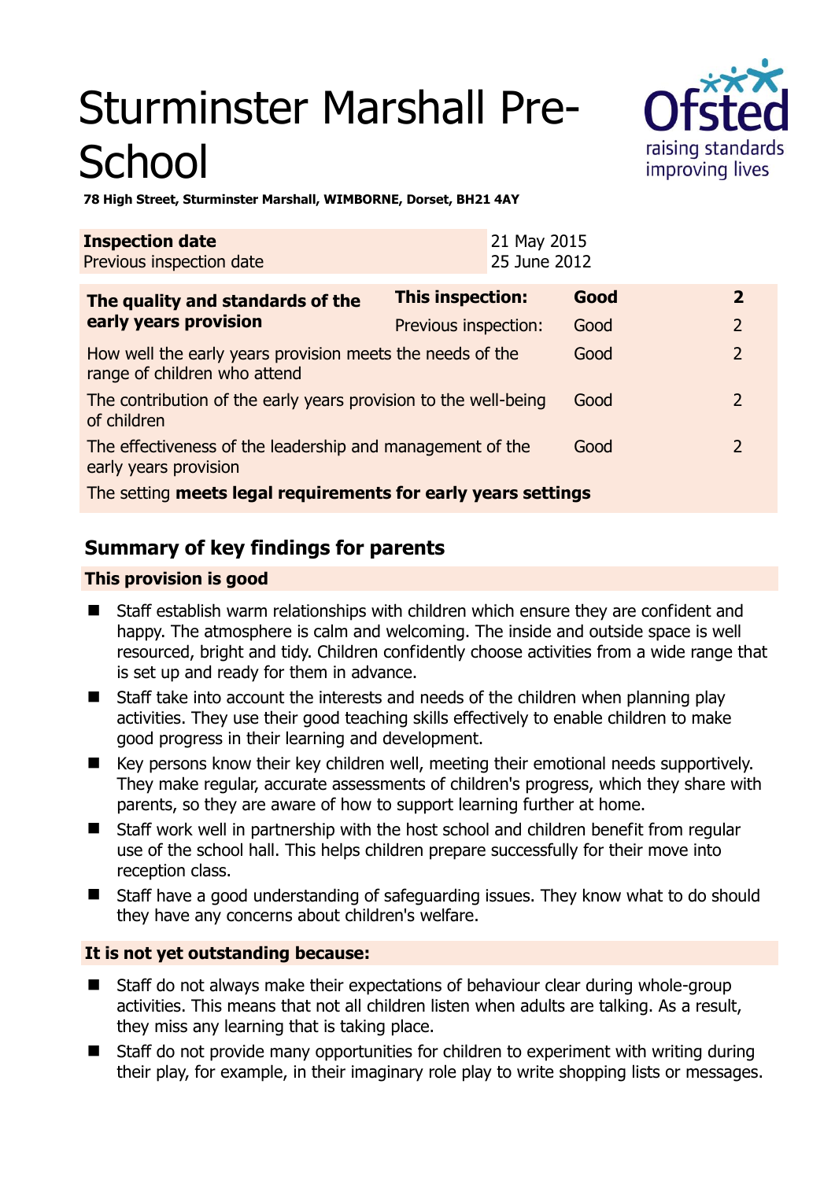# Sturminster Marshall Pre-School

**78 High Street, Sturminster Marshall, WIMBORNE, Dorset, BH21 4AY**

| **Inspection date** | 21 May 2015 |
|---|---|
| Previous inspection date | 25 June 2012 |

| **The quality and standards of the early years provision** | **This inspection:** | **Good** | **2** |
|---|---|---|---|
| | Previous inspection: | Good | 2 |
| How well the early years provision meets the needs of the range of children who attend | | Good | 2 |
| The contribution of the early years provision to the well-being of children | | Good | 2 |
| The effectiveness of the leadership and management of the early years provision | | Good | 2 |
| The setting **meets legal requirements for early years settings** | | | |

## Summary of key findings for parents

### This provision is good

- Staff establish warm relationships with children which ensure they are confident and happy. The atmosphere is calm and welcoming. The inside and outside space is well resourced, bright and tidy. Children confidently choose activities from a wide range that is set up and ready for them in advance.
- Staff take into account the interests and needs of the children when planning play activities. They use their good teaching skills effectively to enable children to make good progress in their learning and development.
- Key persons know their key children well, meeting their emotional needs supportively. They make regular, accurate assessments of children's progress, which they share with parents, so they are aware of how to support learning further at home.
- Staff work well in partnership with the host school and children benefit from regular use of the school hall. This helps children prepare successfully for their move into reception class.
- Staff have a good understanding of safeguarding issues. They know what to do should they have any concerns about children's welfare.

### It is not yet outstanding because:

- Staff do not always make their expectations of behaviour clear during whole-group activities. This means that not all children listen when adults are talking. As a result, they miss any learning that is taking place.
- Staff do not provide many opportunities for children to experiment with writing during their play, for example, in their imaginary role play to write shopping lists or messages.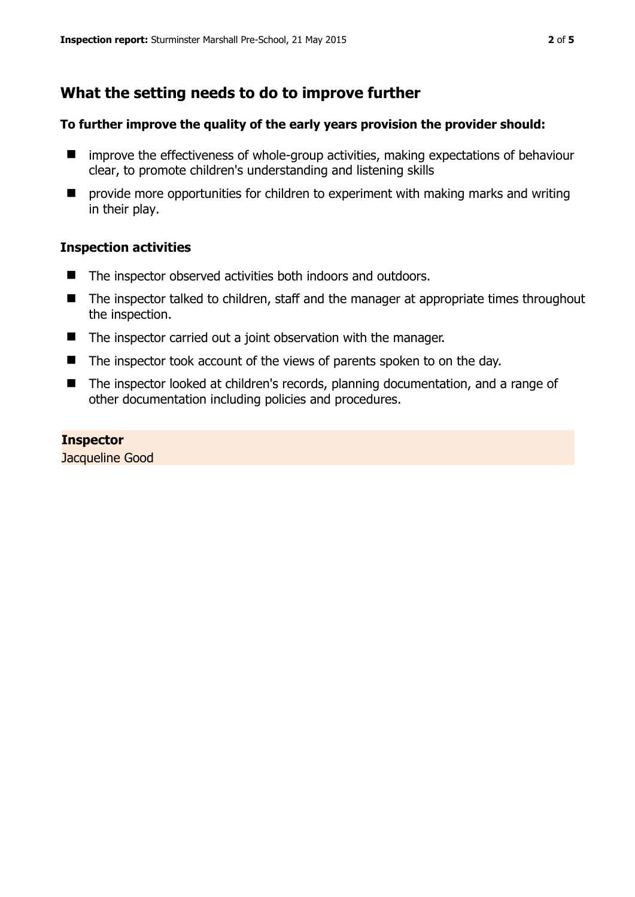## What the setting needs to do to improve further

### To further improve the quality of the early years provision the provider should:

- improve the effectiveness of whole-group activities, making expectations of behaviour clear, to promote children's understanding and listening skills
- provide more opportunities for children to experiment with making marks and writing in their play.

### Inspection activities

- The inspector observed activities both indoors and outdoors.
- The inspector talked to children, staff and the manager at appropriate times throughout the inspection.
- The inspector carried out a joint observation with the manager.
- The inspector took account of the views of parents spoken to on the day.
- The inspector looked at children's records, planning documentation, and a range of other documentation including policies and procedures.

**Inspector**
Jacqueline Good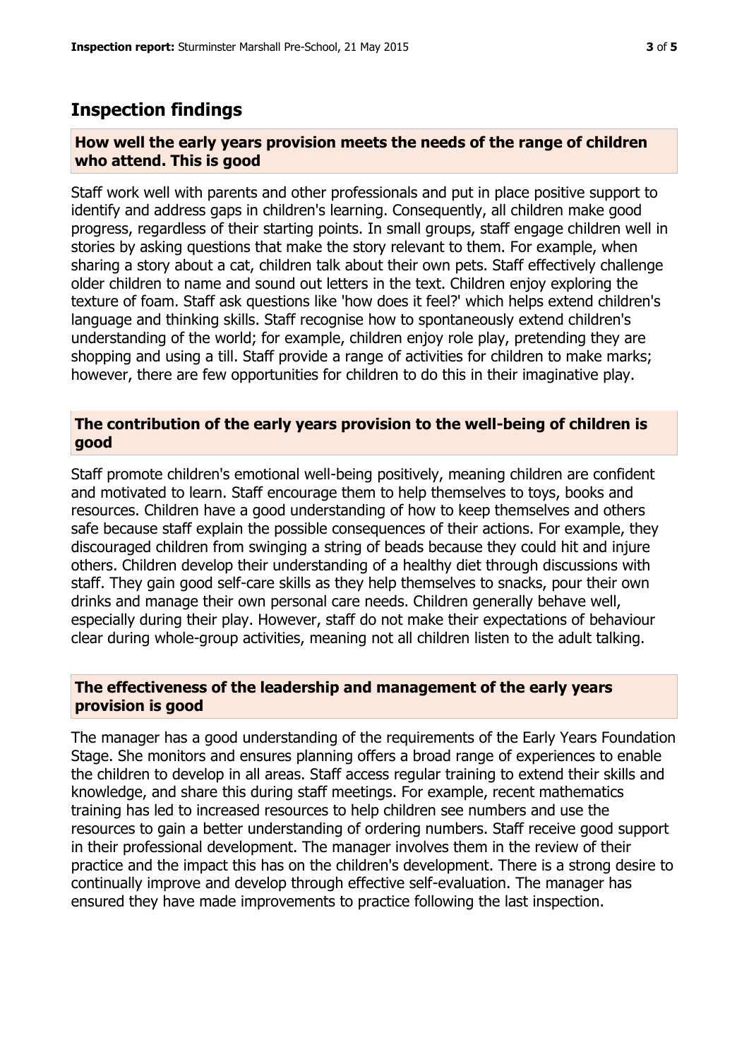## Inspection findings

### How well the early years provision meets the needs of the range of children who attend. This is good

Staff work well with parents and other professionals and put in place positive support to identify and address gaps in children's learning. Consequently, all children make good progress, regardless of their starting points. In small groups, staff engage children well in stories by asking questions that make the story relevant to them. For example, when sharing a story about a cat, children talk about their own pets. Staff effectively challenge older children to name and sound out letters in the text. Children enjoy exploring the texture of foam. Staff ask questions like 'how does it feel?' which helps extend children's language and thinking skills. Staff recognise how to spontaneously extend children's understanding of the world; for example, children enjoy role play, pretending they are shopping and using a till. Staff provide a range of activities for children to make marks; however, there are few opportunities for children to do this in their imaginative play.

### The contribution of the early years provision to the well-being of children is good

Staff promote children's emotional well-being positively, meaning children are confident and motivated to learn. Staff encourage them to help themselves to toys, books and resources. Children have a good understanding of how to keep themselves and others safe because staff explain the possible consequences of their actions. For example, they discouraged children from swinging a string of beads because they could hit and injure others. Children develop their understanding of a healthy diet through discussions with staff. They gain good self-care skills as they help themselves to snacks, pour their own drinks and manage their own personal care needs. Children generally behave well, especially during their play. However, staff do not make their expectations of behaviour clear during whole-group activities, meaning not all children listen to the adult talking.

### The effectiveness of the leadership and management of the early years provision is good

The manager has a good understanding of the requirements of the Early Years Foundation Stage. She monitors and ensures planning offers a broad range of experiences to enable the children to develop in all areas. Staff access regular training to extend their skills and knowledge, and share this during staff meetings. For example, recent mathematics training has led to increased resources to help children see numbers and use the resources to gain a better understanding of ordering numbers. Staff receive good support in their professional development. The manager involves them in the review of their practice and the impact this has on the children's development. There is a strong desire to continually improve and develop through effective self-evaluation. The manager has ensured they have made improvements to practice following the last inspection.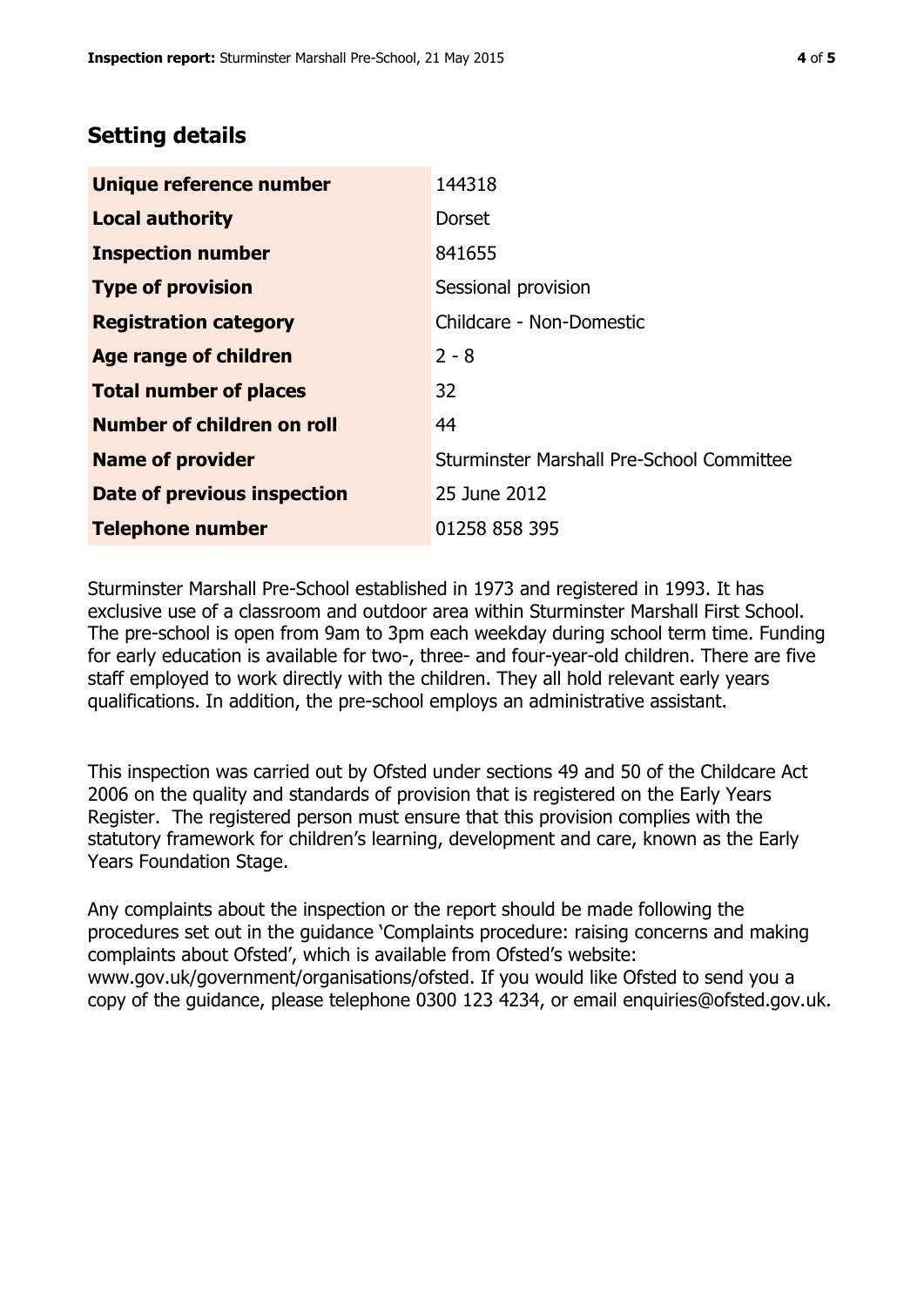## Setting details

| | |
|---|---|
| **Unique reference number** | 144318 |
| **Local authority** | Dorset |
| **Inspection number** | 841655 |
| **Type of provision** | Sessional provision |
| **Registration category** | Childcare - Non-Domestic |
| **Age range of children** | 2 - 8 |
| **Total number of places** | 32 |
| **Number of children on roll** | 44 |
| **Name of provider** | Sturminster Marshall Pre-School Committee |
| **Date of previous inspection** | 25 June 2012 |
| **Telephone number** | 01258 858 395 |

Sturminster Marshall Pre-School established in 1973 and registered in 1993. It has exclusive use of a classroom and outdoor area within Sturminster Marshall First School. The pre-school is open from 9am to 3pm each weekday during school term time. Funding for early education is available for two-, three- and four-year-old children. There are five staff employed to work directly with the children. They all hold relevant early years qualifications. In addition, the pre-school employs an administrative assistant.

This inspection was carried out by Ofsted under sections 49 and 50 of the Childcare Act 2006 on the quality and standards of provision that is registered on the Early Years Register. The registered person must ensure that this provision complies with the statutory framework for children's learning, development and care, known as the Early Years Foundation Stage.

Any complaints about the inspection or the report should be made following the procedures set out in the guidance 'Complaints procedure: raising concerns and making complaints about Ofsted', which is available from Ofsted's website: www.gov.uk/government/organisations/ofsted. If you would like Ofsted to send you a copy of the guidance, please telephone 0300 123 4234, or email enquiries@ofsted.gov.uk.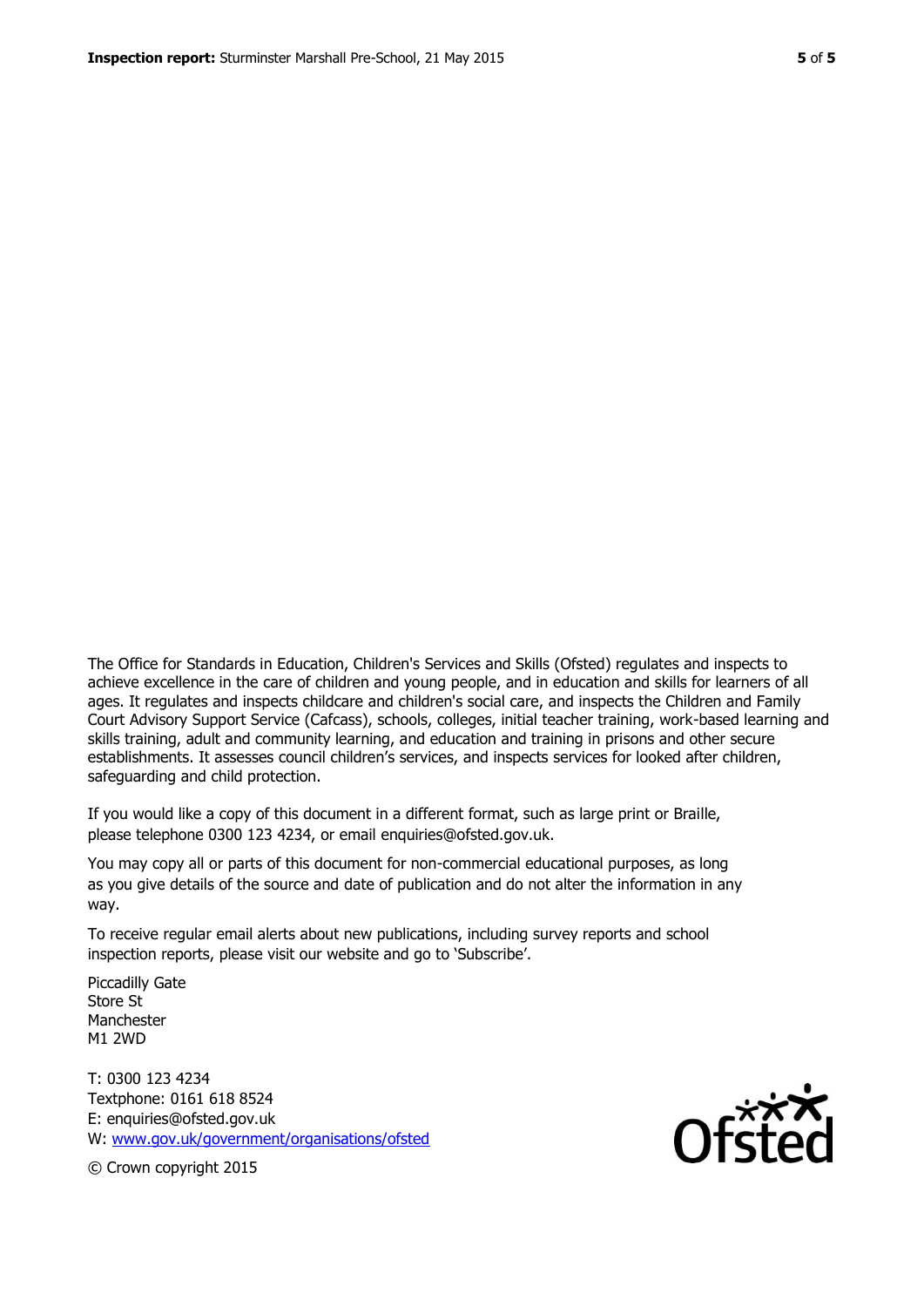The Office for Standards in Education, Children's Services and Skills (Ofsted) regulates and inspects to achieve excellence in the care of children and young people, and in education and skills for learners of all ages. It regulates and inspects childcare and children's social care, and inspects the Children and Family Court Advisory Support Service (Cafcass), schools, colleges, initial teacher training, work-based learning and skills training, adult and community learning, and education and training in prisons and other secure establishments. It assesses council children's services, and inspects services for looked after children, safeguarding and child protection.

If you would like a copy of this document in a different format, such as large print or Braille, please telephone 0300 123 4234, or email enquiries@ofsted.gov.uk.

You may copy all or parts of this document for non-commercial educational purposes, as long as you give details of the source and date of publication and do not alter the information in any way.

To receive regular email alerts about new publications, including survey reports and school inspection reports, please visit our website and go to 'Subscribe'.

Piccadilly Gate
Store St
Manchester
M1 2WD

T: 0300 123 4234
Textphone: 0161 618 8524
E: enquiries@ofsted.gov.uk
W: [www.gov.uk/government/organisations/ofsted](http://www.gov.uk/government/organisations/ofsted)

© Crown copyright 2015

Ofsted